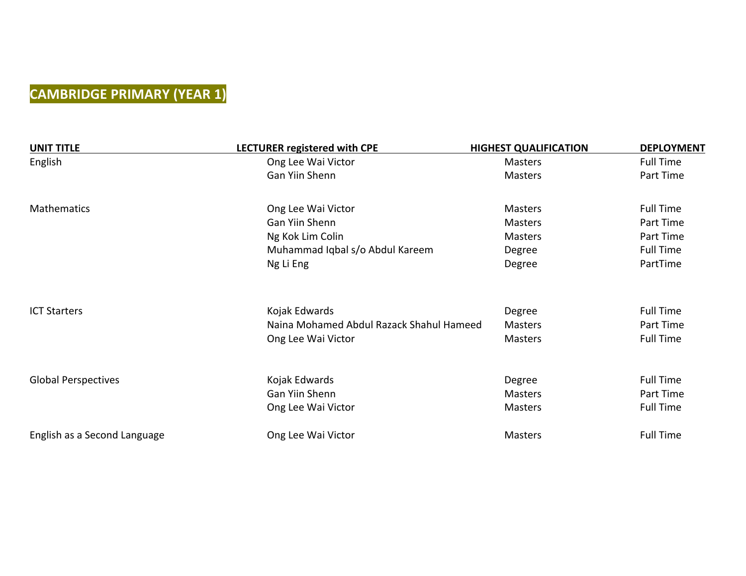# CAMBRIDGE PRIMARY (YEAR 1)

| UNIT TITLE | LECTURER registered with CPE | HIGHEST QUALIFICATION | DEPLOYMENT |
|---|---|---|---|
| English | Ong Lee Wai Victor | Masters | Full Time |
| | Gan Yiin Shenn | Masters | Part Time |
| Mathematics | Ong Lee Wai Victor | Masters | Full Time |
| | Gan Yiin Shenn | Masters | Part Time |
| | Ng Kok Lim Colin | Masters | Part Time |
| | Muhammad Iqbal s/o Abdul Kareem | Degree | Full Time |
| | Ng Li Eng | Degree | PartTime |
| ICT Starters | Kojak Edwards | Degree | Full Time |
| | Naina Mohamed Abdul Razack Shahul Hameed | Masters | Part Time |
| | Ong Lee Wai Victor | Masters | Full Time |
| Global Perspectives | Kojak Edwards | Degree | Full Time |
| | Gan Yiin Shenn | Masters | Part Time |
| | Ong Lee Wai Victor | Masters | Full Time |
| English as a Second Language | Ong Lee Wai Victor | Masters | Full Time |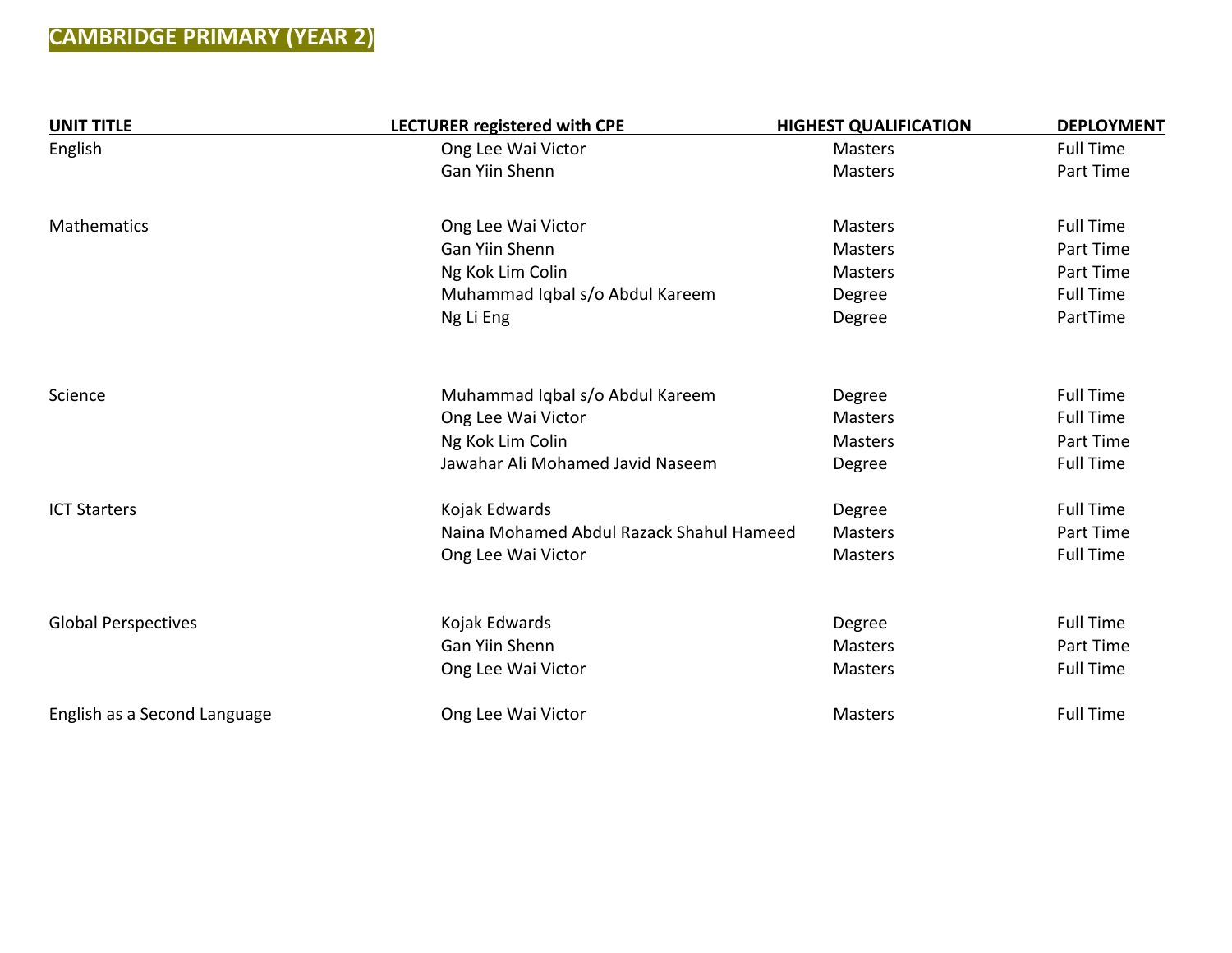# CAMBRIDGE PRIMARY (YEAR 2)

| UNIT TITLE | LECTURER registered with CPE | HIGHEST QUALIFICATION | DEPLOYMENT |
|---|---|---|---|
| English | Ong Lee Wai Victor | Masters | Full Time |
| | Gan Yiin Shenn | Masters | Part Time |
| Mathematics | Ong Lee Wai Victor | Masters | Full Time |
| | Gan Yiin Shenn | Masters | Part Time |
| | Ng Kok Lim Colin | Masters | Part Time |
| | Muhammad Iqbal s/o Abdul Kareem | Degree | Full Time |
| | Ng Li Eng | Degree | PartTime |
| Science | Muhammad Iqbal s/o Abdul Kareem | Degree | Full Time |
| | Ong Lee Wai Victor | Masters | Full Time |
| | Ng Kok Lim Colin | Masters | Part Time |
| | Jawahar Ali Mohamed Javid Naseem | Degree | Full Time |
| ICT Starters | Kojak Edwards | Degree | Full Time |
| | Naina Mohamed Abdul Razack Shahul Hameed | Masters | Part Time |
| | Ong Lee Wai Victor | Masters | Full Time |
| Global Perspectives | Kojak Edwards | Degree | Full Time |
| | Gan Yiin Shenn | Masters | Part Time |
| | Ong Lee Wai Victor | Masters | Full Time |
| English as a Second Language | Ong Lee Wai Victor | Masters | Full Time |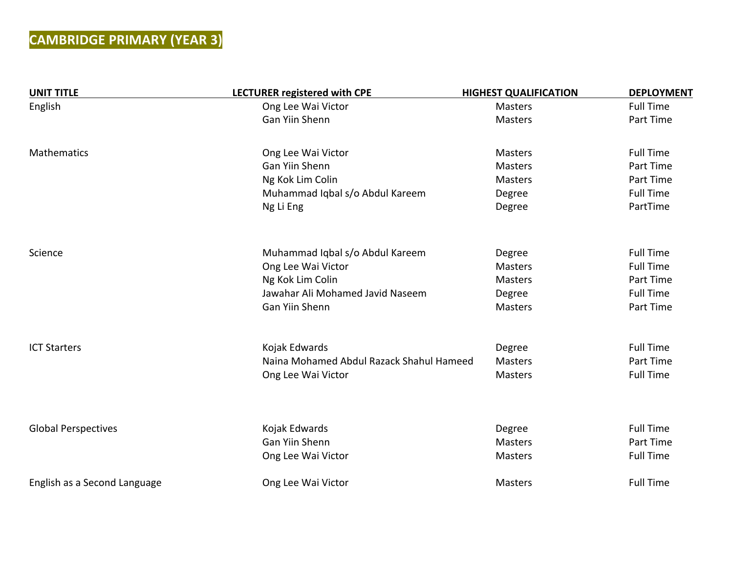# CAMBRIDGE PRIMARY (YEAR 3)

| UNIT TITLE | LECTURER registered with CPE | HIGHEST QUALIFICATION | DEPLOYMENT |
|---|---|---|---|
| English | Ong Lee Wai Victor | Masters | Full Time |
| | Gan Yiin Shenn | Masters | Part Time |
| Mathematics | Ong Lee Wai Victor | Masters | Full Time |
| | Gan Yiin Shenn | Masters | Part Time |
| | Ng Kok Lim Colin | Masters | Part Time |
| | Muhammad Iqbal s/o Abdul Kareem | Degree | Full Time |
| | Ng Li Eng | Degree | PartTime |
| Science | Muhammad Iqbal s/o Abdul Kareem | Degree | Full Time |
| | Ong Lee Wai Victor | Masters | Full Time |
| | Ng Kok Lim Colin | Masters | Part Time |
| | Jawahar Ali Mohamed Javid Naseem | Degree | Full Time |
| | Gan Yiin Shenn | Masters | Part Time |
| ICT Starters | Kojak Edwards | Degree | Full Time |
| | Naina Mohamed Abdul Razack Shahul Hameed | Masters | Part Time |
| | Ong Lee Wai Victor | Masters | Full Time |
| Global Perspectives | Kojak Edwards | Degree | Full Time |
| | Gan Yiin Shenn | Masters | Part Time |
| | Ong Lee Wai Victor | Masters | Full Time |
| English as a Second Language | Ong Lee Wai Victor | Masters | Full Time |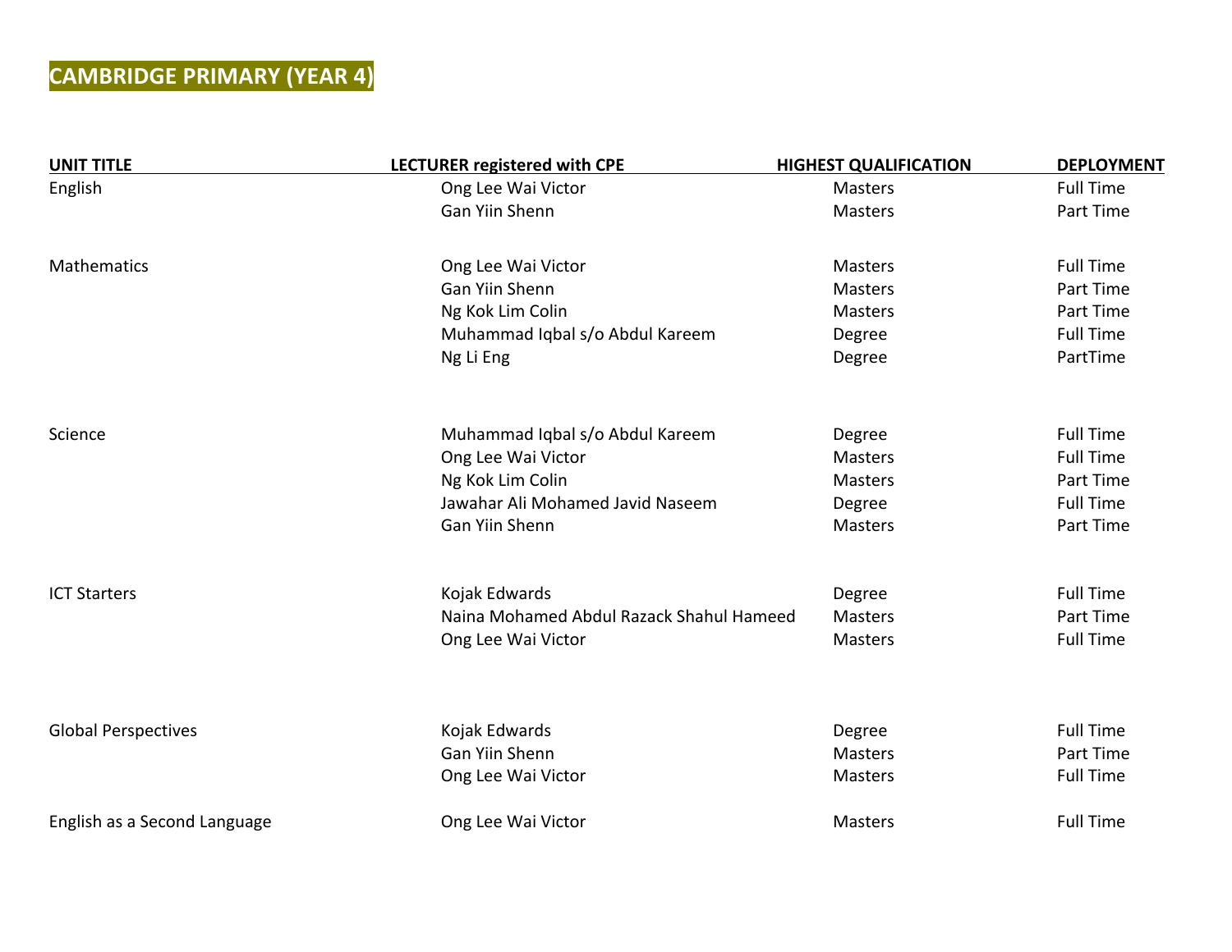# CAMBRIDGE PRIMARY (YEAR 4)

| UNIT TITLE | LECTURER registered with CPE | HIGHEST QUALIFICATION | DEPLOYMENT |
|---|---|---|---|
| English | Ong Lee Wai Victor | Masters | Full Time |
| | Gan Yiin Shenn | Masters | Part Time |
| Mathematics | Ong Lee Wai Victor | Masters | Full Time |
| | Gan Yiin Shenn | Masters | Part Time |
| | Ng Kok Lim Colin | Masters | Part Time |
| | Muhammad Iqbal s/o Abdul Kareem | Degree | Full Time |
| | Ng Li Eng | Degree | PartTime |
| Science | Muhammad Iqbal s/o Abdul Kareem | Degree | Full Time |
| | Ong Lee Wai Victor | Masters | Full Time |
| | Ng Kok Lim Colin | Masters | Part Time |
| | Jawahar Ali Mohamed Javid Naseem | Degree | Full Time |
| | Gan Yiin Shenn | Masters | Part Time |
| ICT Starters | Kojak Edwards | Degree | Full Time |
| | Naina Mohamed Abdul Razack Shahul Hameed | Masters | Part Time |
| | Ong Lee Wai Victor | Masters | Full Time |
| Global Perspectives | Kojak Edwards | Degree | Full Time |
| | Gan Yiin Shenn | Masters | Part Time |
| | Ong Lee Wai Victor | Masters | Full Time |
| English as a Second Language | Ong Lee Wai Victor | Masters | Full Time |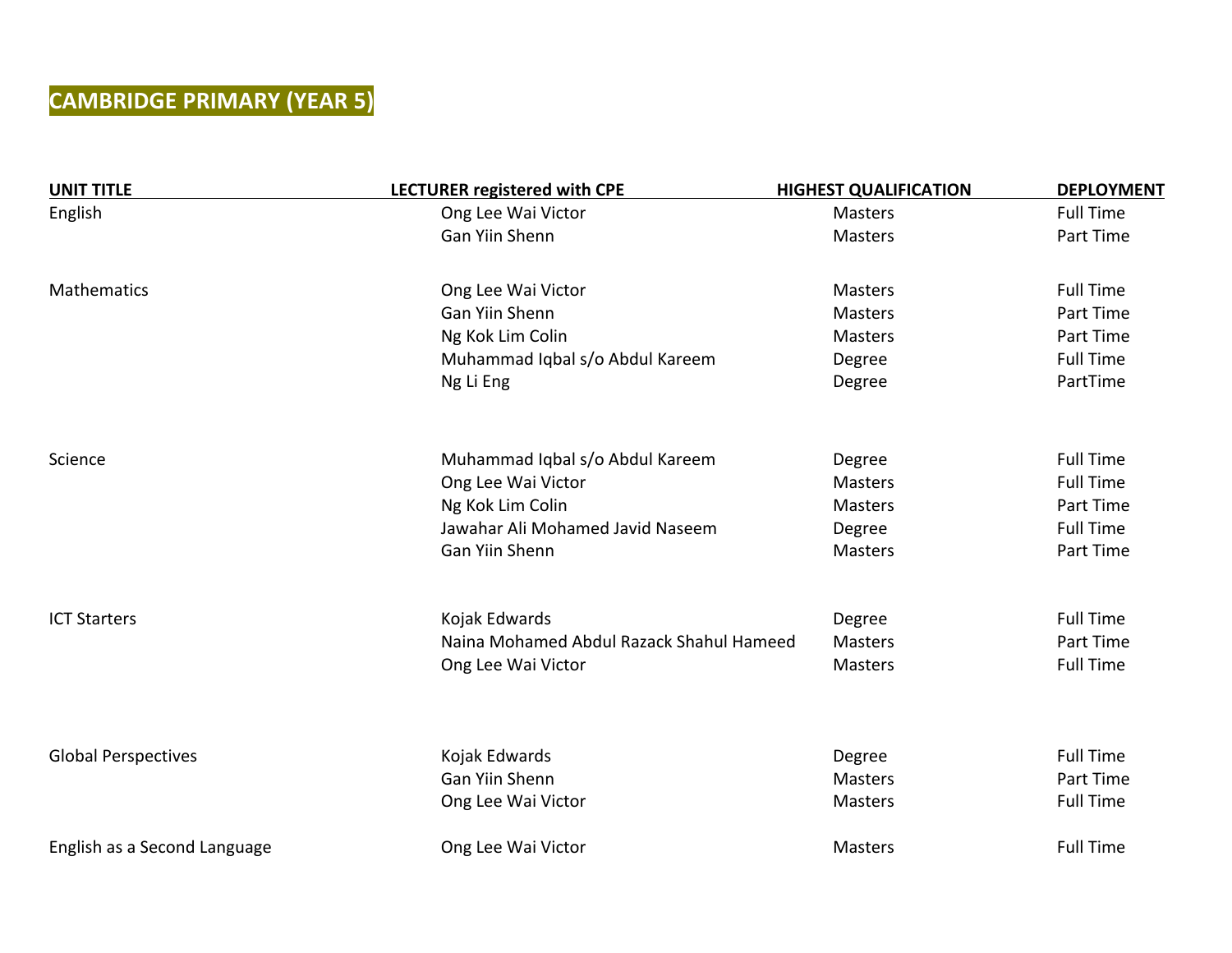# CAMBRIDGE PRIMARY (YEAR 5)

| UNIT TITLE | LECTURER registered with CPE | HIGHEST QUALIFICATION | DEPLOYMENT |
|---|---|---|---|
| English | Ong Lee Wai Victor | Masters | Full Time |
| | Gan Yiin Shenn | Masters | Part Time |
| Mathematics | Ong Lee Wai Victor | Masters | Full Time |
| | Gan Yiin Shenn | Masters | Part Time |
| | Ng Kok Lim Colin | Masters | Part Time |
| | Muhammad Iqbal s/o Abdul Kareem | Degree | Full Time |
| | Ng Li Eng | Degree | PartTime |
| Science | Muhammad Iqbal s/o Abdul Kareem | Degree | Full Time |
| | Ong Lee Wai Victor | Masters | Full Time |
| | Ng Kok Lim Colin | Masters | Part Time |
| | Jawahar Ali Mohamed Javid Naseem | Degree | Full Time |
| | Gan Yiin Shenn | Masters | Part Time |
| ICT Starters | Kojak Edwards | Degree | Full Time |
| | Naina Mohamed Abdul Razack Shahul Hameed | Masters | Part Time |
| | Ong Lee Wai Victor | Masters | Full Time |
| Global Perspectives | Kojak Edwards | Degree | Full Time |
| | Gan Yiin Shenn | Masters | Part Time |
| | Ong Lee Wai Victor | Masters | Full Time |
| English as a Second Language | Ong Lee Wai Victor | Masters | Full Time |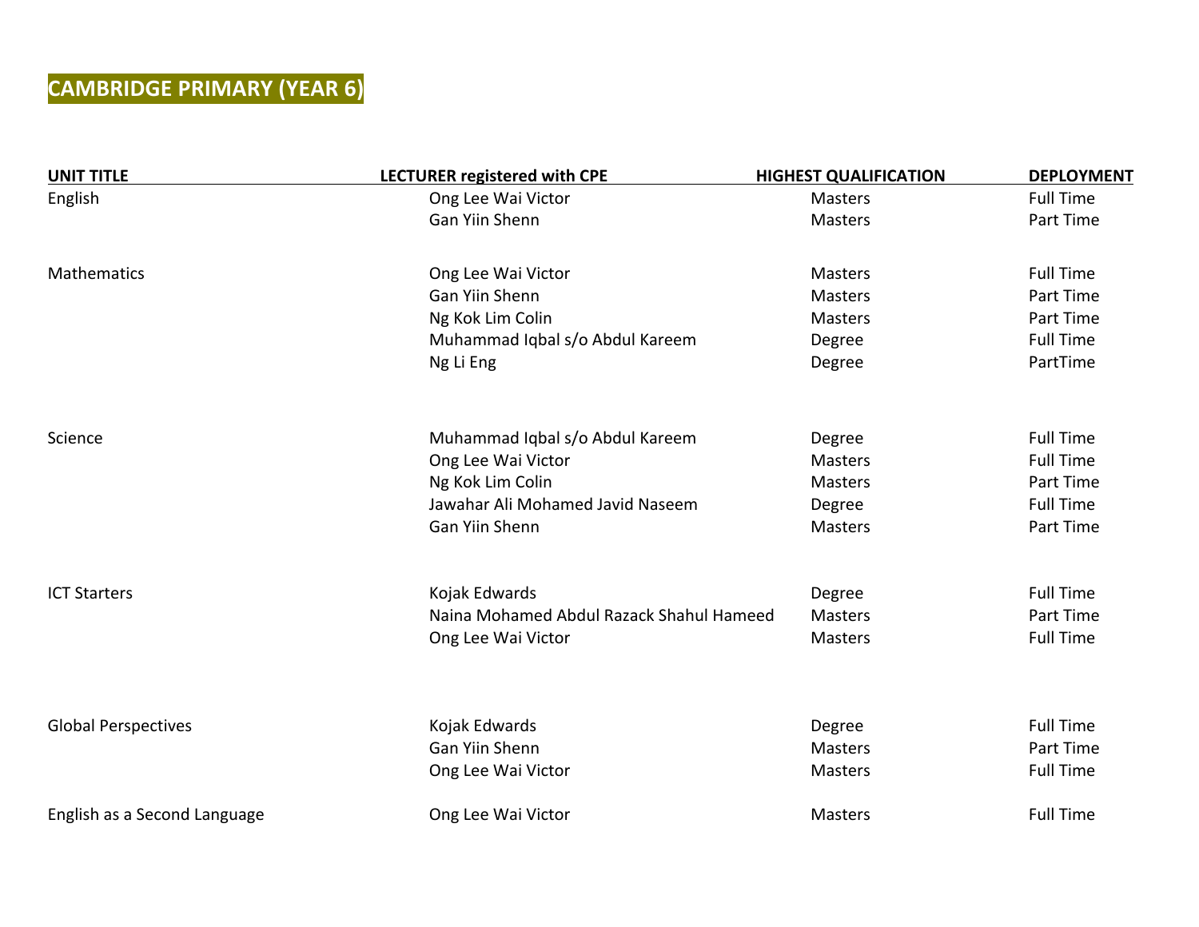# CAMBRIDGE PRIMARY (YEAR 6)

| UNIT TITLE | LECTURER registered with CPE | HIGHEST QUALIFICATION | DEPLOYMENT |
|---|---|---|---|
| English | Ong Lee Wai Victor | Masters | Full Time |
| | Gan Yiin Shenn | Masters | Part Time |
| Mathematics | Ong Lee Wai Victor | Masters | Full Time |
| | Gan Yiin Shenn | Masters | Part Time |
| | Ng Kok Lim Colin | Masters | Part Time |
| | Muhammad Iqbal s/o Abdul Kareem | Degree | Full Time |
| | Ng Li Eng | Degree | PartTime |
| Science | Muhammad Iqbal s/o Abdul Kareem | Degree | Full Time |
| | Ong Lee Wai Victor | Masters | Full Time |
| | Ng Kok Lim Colin | Masters | Part Time |
| | Jawahar Ali Mohamed Javid Naseem | Degree | Full Time |
| | Gan Yiin Shenn | Masters | Part Time |
| ICT Starters | Kojak Edwards | Degree | Full Time |
| | Naina Mohamed Abdul Razack Shahul Hameed | Masters | Part Time |
| | Ong Lee Wai Victor | Masters | Full Time |
| Global Perspectives | Kojak Edwards | Degree | Full Time |
| | Gan Yiin Shenn | Masters | Part Time |
| | Ong Lee Wai Victor | Masters | Full Time |
| English as a Second Language | Ong Lee Wai Victor | Masters | Full Time |